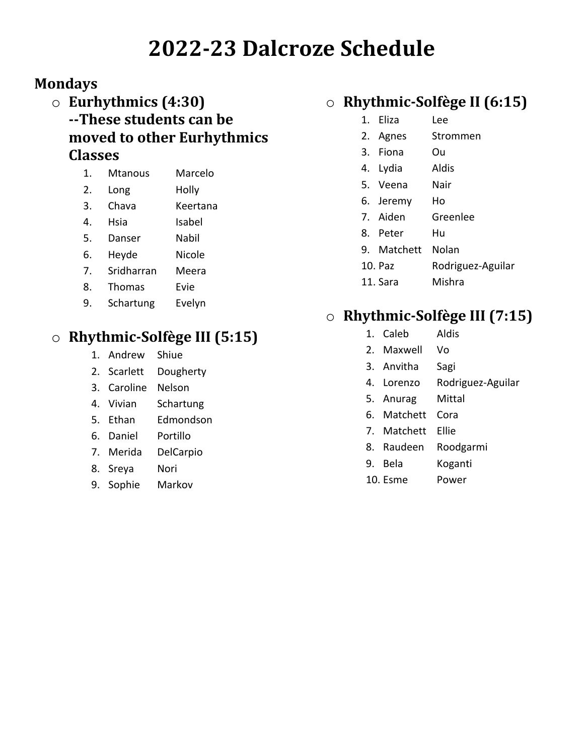# 2022-23 Dalcroze Schedule

## Mondays

- **Eurhythmics (4:30) --These students can be moved to other Eurhythmics Classes**
  1. Mtanous Marcelo
  2. Long Holly
  3. Chava Keertana
  4. Hsia Isabel
  5. Danser Nabil
  6. Heyde Nicole
  7. Sridharran Meera
  8. Thomas Evie
  9. Schartung Evelyn

- **Rhythmic-Solfège III (5:15)**
  1. Andrew Shiue
  2. Scarlett Dougherty
  3. Caroline Nelson
  4. Vivian Schartung
  5. Ethan Edmondson
  6. Daniel Portillo
  7. Merida DelCarpio
  8. Sreya Nori
  9. Sophie Markov

- **Rhythmic-Solfège II (6:15)**
  1. Eliza Lee
  2. Agnes Strommen
  3. Fiona Ou
  4. Lydia Aldis
  5. Veena Nair
  6. Jeremy Ho
  7. Aiden Greenlee
  8. Peter Hu
  9. Matchett Nolan
  10. Paz Rodriguez-Aguilar
  11. Sara Mishra

- **Rhythmic-Solfège III (7:15)**
  1. Caleb Aldis
  2. Maxwell Vo
  3. Anvitha Sagi
  4. Lorenzo Rodriguez-Aguilar
  5. Anurag Mittal
  6. Matchett Cora
  7. Matchett Ellie
  8. Raudeen Roodgarmi
  9. Bela Koganti
  10. Esme Power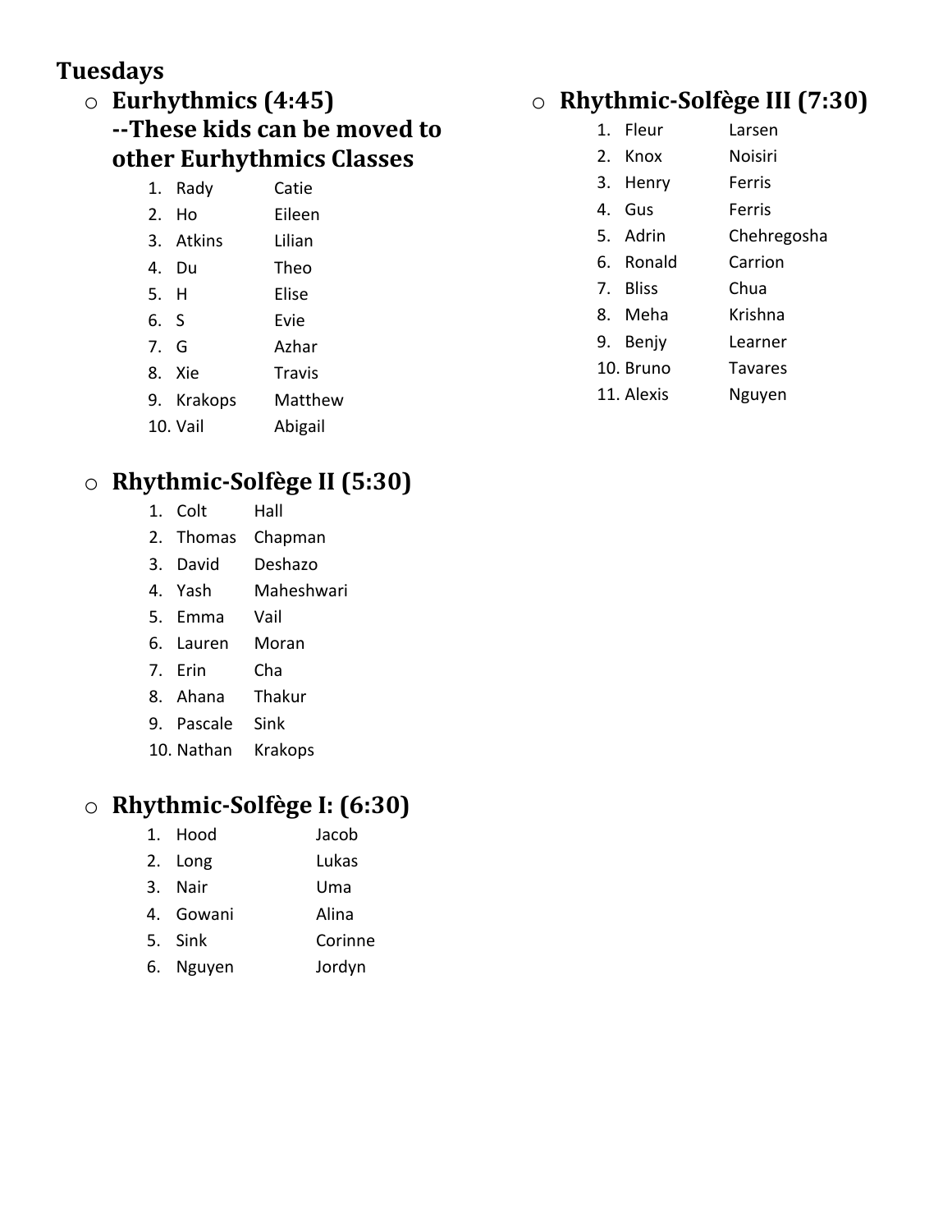**Tuesdays**

- **Eurhythmics (4:45)**
  **--These kids can be moved to other Eurhythmics Classes**
  1. Rady Catie
  2. Ho Eileen
  3. Atkins Lilian
  4. Du Theo
  5. H Elise
  6. S Evie
  7. G Azhar
  8. Xie Travis
  9. Krakops Matthew
  10. Vail Abigail

- **Rhythmic-Solfège II (5:30)**
  1. Colt Hall
  2. Thomas Chapman
  3. David Deshazo
  4. Yash Maheshwari
  5. Emma Vail
  6. Lauren Moran
  7. Erin Cha
  8. Ahana Thakur
  9. Pascale Sink
  10. Nathan Krakops

- **Rhythmic-Solfège I: (6:30)**
  1. Hood Jacob
  2. Long Lukas
  3. Nair Uma
  4. Gowani Alina
  5. Sink Corinne
  6. Nguyen Jordyn

- **Rhythmic-Solfège III (7:30)**
  1. Fleur Larsen
  2. Knox Noisiri
  3. Henry Ferris
  4. Gus Ferris
  5. Adrin Chehregosha
  6. Ronald Carrion
  7. Bliss Chua
  8. Meha Krishna
  9. Benjy Learner
  10. Bruno Tavares
  11. Alexis Nguyen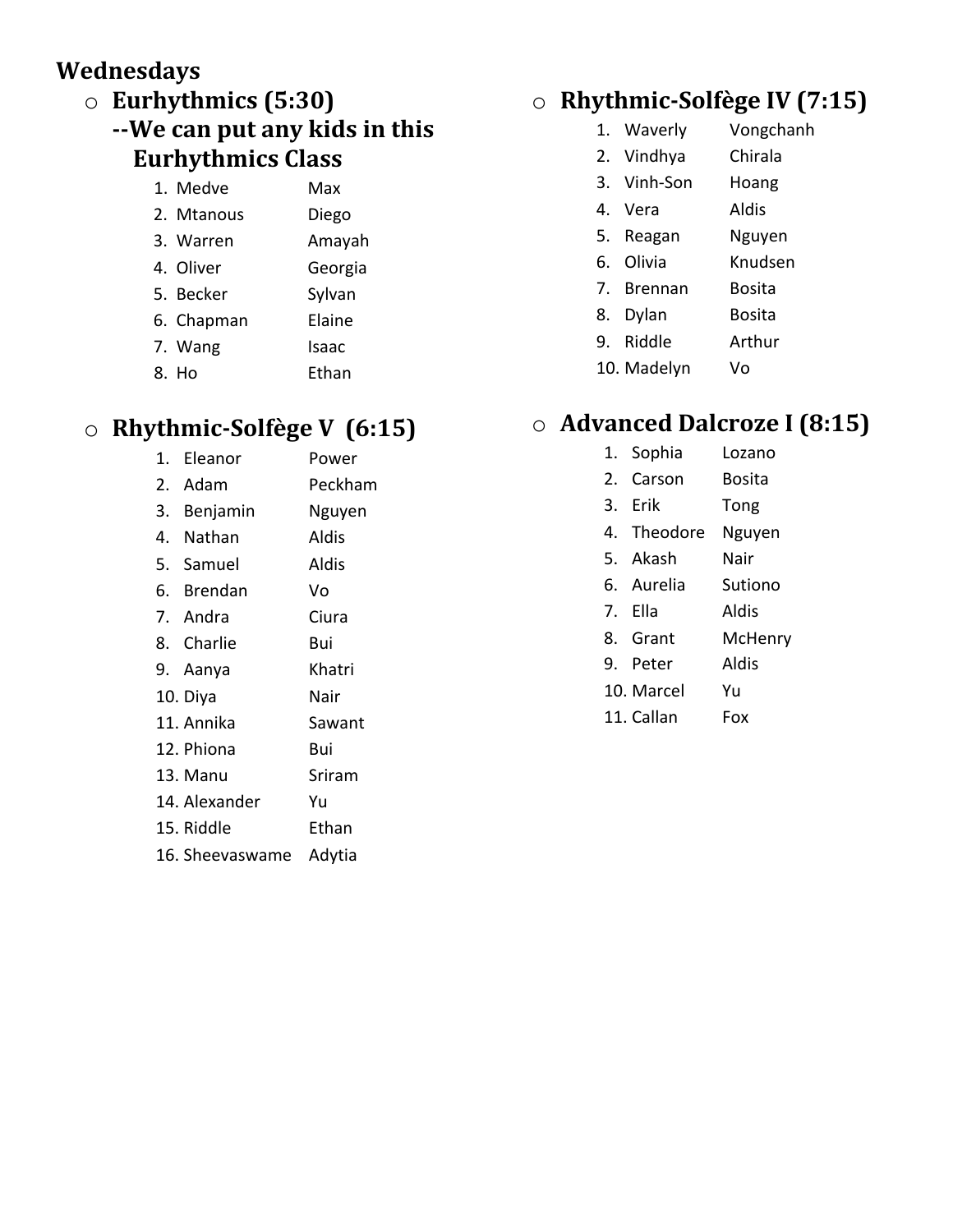**Wednesdays**

- **Eurhythmics (5:30)**
  **--We can put any kids in this Eurhythmics Class**
  1. Medve Max
  2. Mtanous Diego
  3. Warren Amayah
  4. Oliver Georgia
  5. Becker Sylvan
  6. Chapman Elaine
  7. Wang Isaac
  8. Ho Ethan

- **Rhythmic-Solfège V (6:15)**
  1. Eleanor Power
  2. Adam Peckham
  3. Benjamin Nguyen
  4. Nathan Aldis
  5. Samuel Aldis
  6. Brendan Vo
  7. Andra Ciura
  8. Charlie Bui
  9. Aanya Khatri
  10. Diya Nair
  11. Annika Sawant
  12. Phiona Bui
  13. Manu Sriram
  14. Alexander Yu
  15. Riddle Ethan
  16. Sheevaswame Adytia

- **Rhythmic-Solfège IV (7:15)**
  1. Waverly Vongchanh
  2. Vindhya Chirala
  3. Vinh-Son Hoang
  4. Vera Aldis
  5. Reagan Nguyen
  6. Olivia Knudsen
  7. Brennan Bosita
  8. Dylan Bosita
  9. Riddle Arthur
  10. Madelyn Vo

- **Advanced Dalcroze I (8:15)**
  1. Sophia Lozano
  2. Carson Bosita
  3. Erik Tong
  4. Theodore Nguyen
  5. Akash Nair
  6. Aurelia Sutiono
  7. Ella Aldis
  8. Grant McHenry
  9. Peter Aldis
  10. Marcel Yu
  11. Callan Fox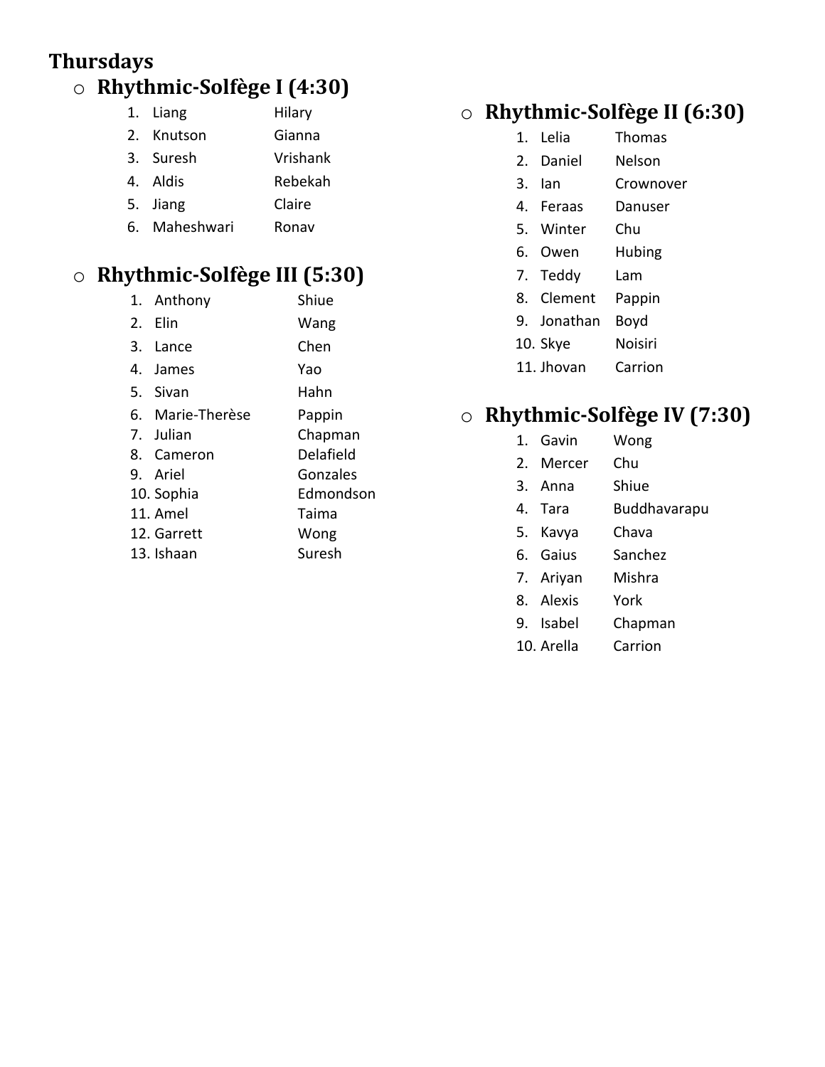**Thursdays**

- **Rhythmic-Solfège I (4:30)**
  1. Liang Hilary
  2. Knutson Gianna
  3. Suresh Vrishank
  4. Aldis Rebekah
  5. Jiang Claire
  6. Maheshwari Ronav

- **Rhythmic-Solfège III (5:30)**
  1. Anthony Shiue
  2. Elin Wang
  3. Lance Chen
  4. James Yao
  5. Sivan Hahn
  6. Marie-Therèse Pappin
  7. Julian Chapman
  8. Cameron Delafield
  9. Ariel Gonzales
  10. Sophia Edmondson
  11. Amel Taima
  12. Garrett Wong
  13. Ishaan Suresh

- **Rhythmic-Solfège II (6:30)**
  1. Lelia Thomas
  2. Daniel Nelson
  3. Ian Crownover
  4. Feraas Danuser
  5. Winter Chu
  6. Owen Hubing
  7. Teddy Lam
  8. Clement Pappin
  9. Jonathan Boyd
  10. Skye Noisiri
  11. Jhovan Carrion

- **Rhythmic-Solfège IV (7:30)**
  1. Gavin Wong
  2. Mercer Chu
  3. Anna Shiue
  4. Tara Buddhavarapu
  5. Kavya Chava
  6. Gaius Sanchez
  7. Ariyan Mishra
  8. Alexis York
  9. Isabel Chapman
  10. Arella Carrion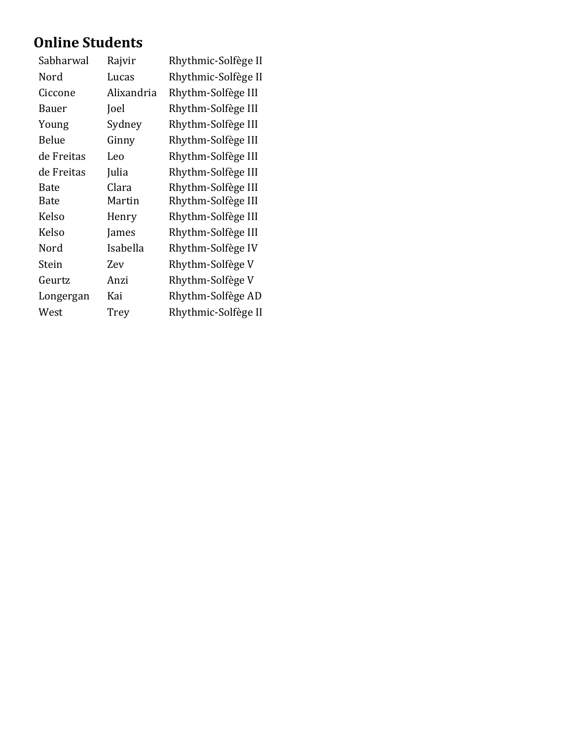## Online Students

| | | |
|---|---|---|
| Sabharwal | Rajvir | Rhythmic-Solfège II |
| Nord | Lucas | Rhythmic-Solfège II |
| Ciccone | Alixandria | Rhythm-Solfège III |
| Bauer | Joel | Rhythm-Solfège III |
| Young | Sydney | Rhythm-Solfège III |
| Belue | Ginny | Rhythm-Solfège III |
| de Freitas | Leo | Rhythm-Solfège III |
| de Freitas | Julia | Rhythm-Solfège III |
| Bate | Clara | Rhythm-Solfège III |
| Bate | Martin | Rhythm-Solfège III |
| Kelso | Henry | Rhythm-Solfège III |
| Kelso | James | Rhythm-Solfège III |
| Nord | Isabella | Rhythm-Solfège IV |
| Stein | Zev | Rhythm-Solfège V |
| Geurtz | Anzi | Rhythm-Solfège V |
| Longergan | Kai | Rhythm-Solfège AD |
| West | Trey | Rhythmic-Solfège II |